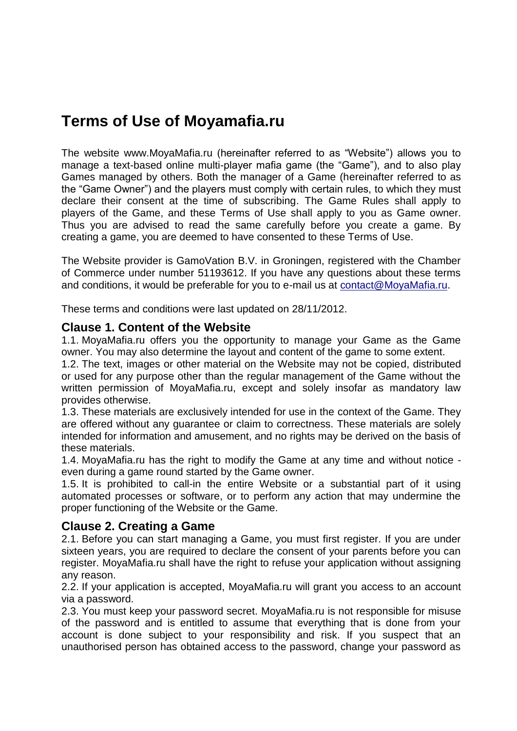# Terms of Use of Moyamafia.ru

The website www.MoyaMafia.ru (hereinafter referred to as "Website") allows you to manage a text-based online multi-player mafia game (the "Game"), and to also play Games managed by others. Both the manager of a Game (hereinafter referred to as the "Game Owner") and the players must comply with certain rules, to which they must declare their consent at the time of subscribing. The Game Rules shall apply to players of the Game, and these Terms of Use shall apply to you as Game owner. Thus you are advised to read the same carefully before you create a game. By creating a game, you are deemed to have consented to these Terms of Use.

The Website provider is GamoVation B.V. in Groningen, registered with the Chamber of Commerce under number 51193612. If you have any questions about these terms and conditions, it would be preferable for you to e-mail us at [contact@MoyaMafia.ru](mailto:contact@MoyaMafia.ru).

These terms and conditions were last updated on 28/11/2012.

## Clause 1. Content of the Website

1.1. MoyaMafia.ru offers you the opportunity to manage your Game as the Game owner. You may also determine the layout and content of the game to some extent.

1.2. The text, images or other material on the Website may not be copied, distributed or used for any purpose other than the regular management of the Game without the written permission of MoyaMafia.ru, except and solely insofar as mandatory law provides otherwise.

1.3. These materials are exclusively intended for use in the context of the Game. They are offered without any guarantee or claim to correctness. These materials are solely intended for information and amusement, and no rights may be derived on the basis of these materials.

1.4. MoyaMafia.ru has the right to modify the Game at any time and without notice - even during a game round started by the Game owner.

1.5. It is prohibited to call-in the entire Website or a substantial part of it using automated processes or software, or to perform any action that may undermine the proper functioning of the Website or the Game.

## Clause 2. Creating a Game

2.1. Before you can start managing a Game, you must first register. If you are under sixteen years, you are required to declare the consent of your parents before you can register. MoyaMafia.ru shall have the right to refuse your application without assigning any reason.

2.2. If your application is accepted, MoyaMafia.ru will grant you access to an account via a password.

2.3. You must keep your password secret. MoyaMafia.ru is not responsible for misuse of the password and is entitled to assume that everything that is done from your account is done subject to your responsibility and risk. If you suspect that an unauthorised person has obtained access to the password, change your password as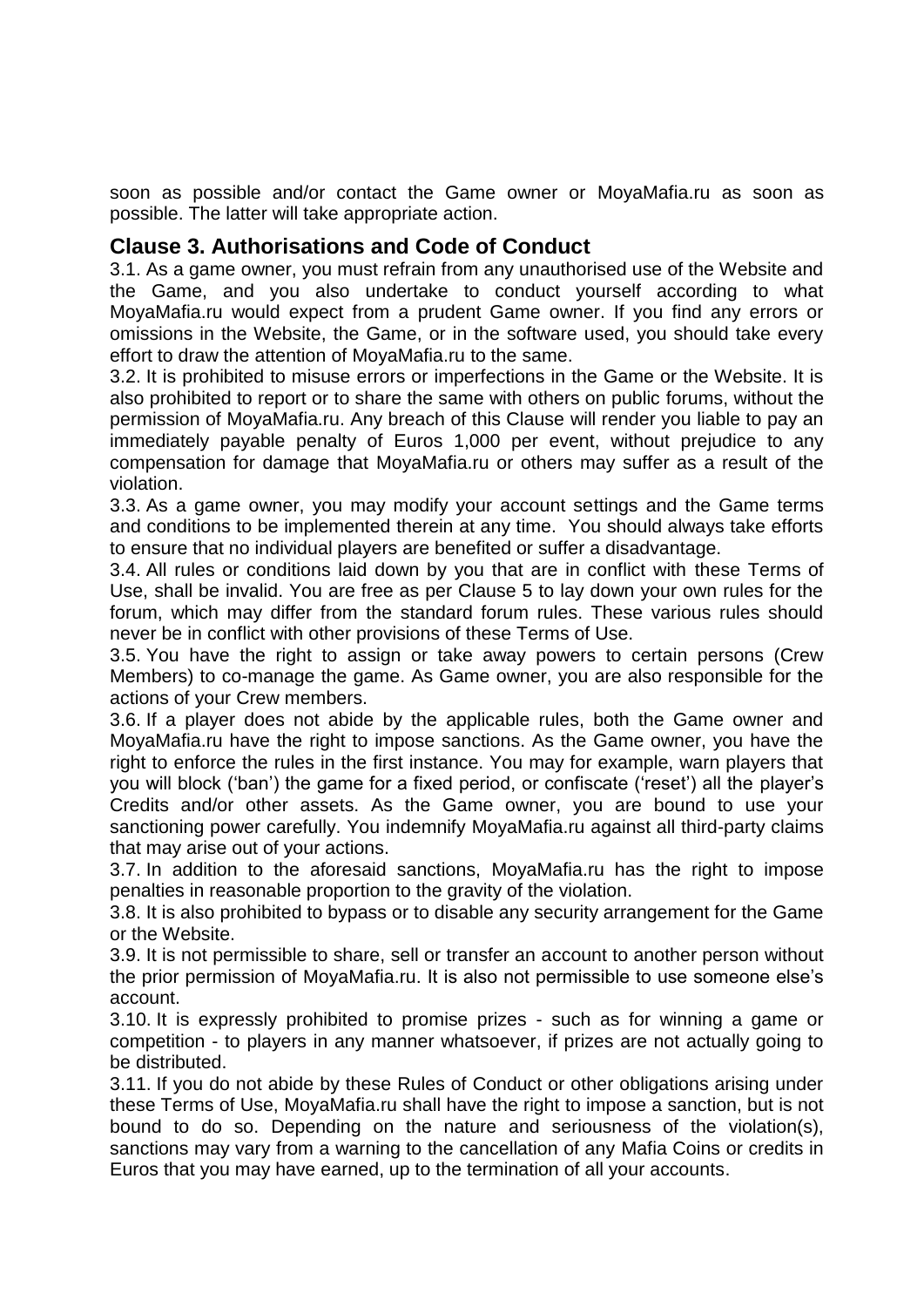soon as possible and/or contact the Game owner or MoyaMafia.ru as soon as possible. The latter will take appropriate action.

## Clause 3. Authorisations and Code of Conduct

3.1. As a game owner, you must refrain from any unauthorised use of the Website and the Game, and you also undertake to conduct yourself according to what MoyaMafia.ru would expect from a prudent Game owner. If you find any errors or omissions in the Website, the Game, or in the software used, you should take every effort to draw the attention of MoyaMafia.ru to the same.

3.2. It is prohibited to misuse errors or imperfections in the Game or the Website. It is also prohibited to report or to share the same with others on public forums, without the permission of MoyaMafia.ru. Any breach of this Clause will render you liable to pay an immediately payable penalty of Euros 1,000 per event, without prejudice to any compensation for damage that MoyaMafia.ru or others may suffer as a result of the violation.

3.3. As a game owner, you may modify your account settings and the Game terms and conditions to be implemented therein at any time. You should always take efforts to ensure that no individual players are benefited or suffer a disadvantage.

3.4. All rules or conditions laid down by you that are in conflict with these Terms of Use, shall be invalid. You are free as per Clause 5 to lay down your own rules for the forum, which may differ from the standard forum rules. These various rules should never be in conflict with other provisions of these Terms of Use.

3.5. You have the right to assign or take away powers to certain persons (Crew Members) to co-manage the game. As Game owner, you are also responsible for the actions of your Crew members.

3.6. If a player does not abide by the applicable rules, both the Game owner and MoyaMafia.ru have the right to impose sanctions. As the Game owner, you have the right to enforce the rules in the first instance. You may for example, warn players that you will block ('ban') the game for a fixed period, or confiscate ('reset') all the player's Credits and/or other assets. As the Game owner, you are bound to use your sanctioning power carefully. You indemnify MoyaMafia.ru against all third-party claims that may arise out of your actions.

3.7. In addition to the aforesaid sanctions, MoyaMafia.ru has the right to impose penalties in reasonable proportion to the gravity of the violation.

3.8. It is also prohibited to bypass or to disable any security arrangement for the Game or the Website.

3.9. It is not permissible to share, sell or transfer an account to another person without the prior permission of MoyaMafia.ru. It is also not permissible to use someone else's account.

3.10. It is expressly prohibited to promise prizes - such as for winning a game or competition - to players in any manner whatsoever, if prizes are not actually going to be distributed.

3.11. If you do not abide by these Rules of Conduct or other obligations arising under these Terms of Use, MoyaMafia.ru shall have the right to impose a sanction, but is not bound to do so. Depending on the nature and seriousness of the violation(s), sanctions may vary from a warning to the cancellation of any Mafia Coins or credits in Euros that you may have earned, up to the termination of all your accounts.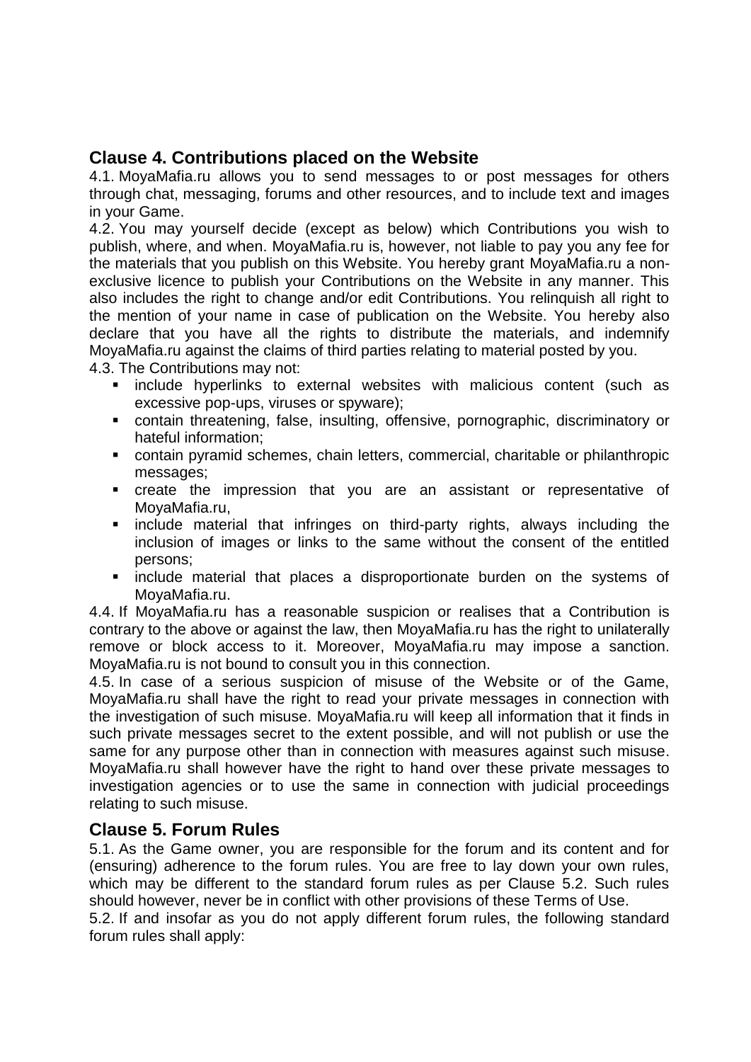## Clause 4. Contributions placed on the Website

4.1. MoyaMafia.ru allows you to send messages to or post messages for others through chat, messaging, forums and other resources, and to include text and images in your Game.

4.2. You may yourself decide (except as below) which Contributions you wish to publish, where, and when. MoyaMafia.ru is, however, not liable to pay you any fee for the materials that you publish on this Website. You hereby grant MoyaMafia.ru a non-exclusive licence to publish your Contributions on the Website in any manner. This also includes the right to change and/or edit Contributions. You relinquish all right to the mention of your name in case of publication on the Website. You hereby also declare that you have all the rights to distribute the materials, and indemnify MoyaMafia.ru against the claims of third parties relating to material posted by you.

4.3. The Contributions may not:

- include hyperlinks to external websites with malicious content (such as excessive pop-ups, viruses or spyware);
- contain threatening, false, insulting, offensive, pornographic, discriminatory or hateful information;
- contain pyramid schemes, chain letters, commercial, charitable or philanthropic messages;
- create the impression that you are an assistant or representative of MoyaMafia.ru,
- include material that infringes on third-party rights, always including the inclusion of images or links to the same without the consent of the entitled persons;
- include material that places a disproportionate burden on the systems of MoyaMafia.ru.

4.4. If MoyaMafia.ru has a reasonable suspicion or realises that a Contribution is contrary to the above or against the law, then MoyaMafia.ru has the right to unilaterally remove or block access to it. Moreover, MoyaMafia.ru may impose a sanction. MoyaMafia.ru is not bound to consult you in this connection.

4.5. In case of a serious suspicion of misuse of the Website or of the Game, MoyaMafia.ru shall have the right to read your private messages in connection with the investigation of such misuse. MoyaMafia.ru will keep all information that it finds in such private messages secret to the extent possible, and will not publish or use the same for any purpose other than in connection with measures against such misuse. MoyaMafia.ru shall however have the right to hand over these private messages to investigation agencies or to use the same in connection with judicial proceedings relating to such misuse.

## Clause 5. Forum Rules

5.1. As the Game owner, you are responsible for the forum and its content and for (ensuring) adherence to the forum rules. You are free to lay down your own rules, which may be different to the standard forum rules as per Clause 5.2. Such rules should however, never be in conflict with other provisions of these Terms of Use.

5.2. If and insofar as you do not apply different forum rules, the following standard forum rules shall apply: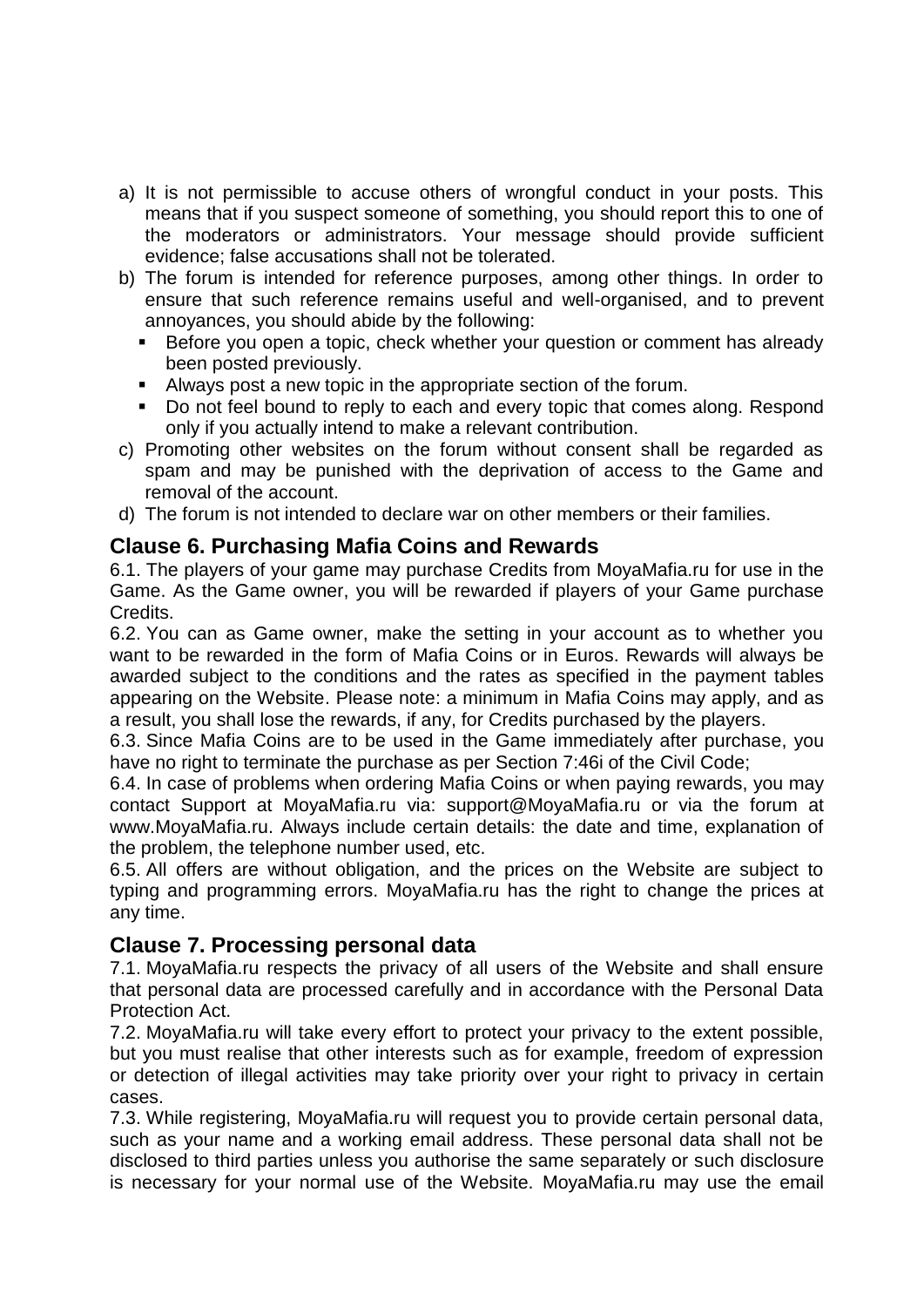a) It is not permissible to accuse others of wrongful conduct in your posts. This means that if you suspect someone of something, you should report this to one of the moderators or administrators. Your message should provide sufficient evidence; false accusations shall not be tolerated.
b) The forum is intended for reference purposes, among other things. In order to ensure that such reference remains useful and well-organised, and to prevent annoyances, you should abide by the following:
   - Before you open a topic, check whether your question or comment has already been posted previously.
   - Always post a new topic in the appropriate section of the forum.
   - Do not feel bound to reply to each and every topic that comes along. Respond only if you actually intend to make a relevant contribution.
c) Promoting other websites on the forum without consent shall be regarded as spam and may be punished with the deprivation of access to the Game and removal of the account.
d) The forum is not intended to declare war on other members or their families.

## Clause 6. Purchasing Mafia Coins and Rewards

6.1. The players of your game may purchase Credits from MoyaMafia.ru for use in the Game. As the Game owner, you will be rewarded if players of your Game purchase Credits.

6.2. You can as Game owner, make the setting in your account as to whether you want to be rewarded in the form of Mafia Coins or in Euros. Rewards will always be awarded subject to the conditions and the rates as specified in the payment tables appearing on the Website. Please note: a minimum in Mafia Coins may apply, and as a result, you shall lose the rewards, if any, for Credits purchased by the players.

6.3. Since Mafia Coins are to be used in the Game immediately after purchase, you have no right to terminate the purchase as per Section 7:46i of the Civil Code;

6.4. In case of problems when ordering Mafia Coins or when paying rewards, you may contact Support at MoyaMafia.ru via: support@MoyaMafia.ru or via the forum at www.MoyaMafia.ru. Always include certain details: the date and time, explanation of the problem, the telephone number used, etc.

6.5. All offers are without obligation, and the prices on the Website are subject to typing and programming errors. MoyaMafia.ru has the right to change the prices at any time.

## Clause 7. Processing personal data

7.1. MoyaMafia.ru respects the privacy of all users of the Website and shall ensure that personal data are processed carefully and in accordance with the Personal Data Protection Act.

7.2. MoyaMafia.ru will take every effort to protect your privacy to the extent possible, but you must realise that other interests such as for example, freedom of expression or detection of illegal activities may take priority over your right to privacy in certain cases.

7.3. While registering, MoyaMafia.ru will request you to provide certain personal data, such as your name and a working email address. These personal data shall not be disclosed to third parties unless you authorise the same separately or such disclosure is necessary for your normal use of the Website. MoyaMafia.ru may use the email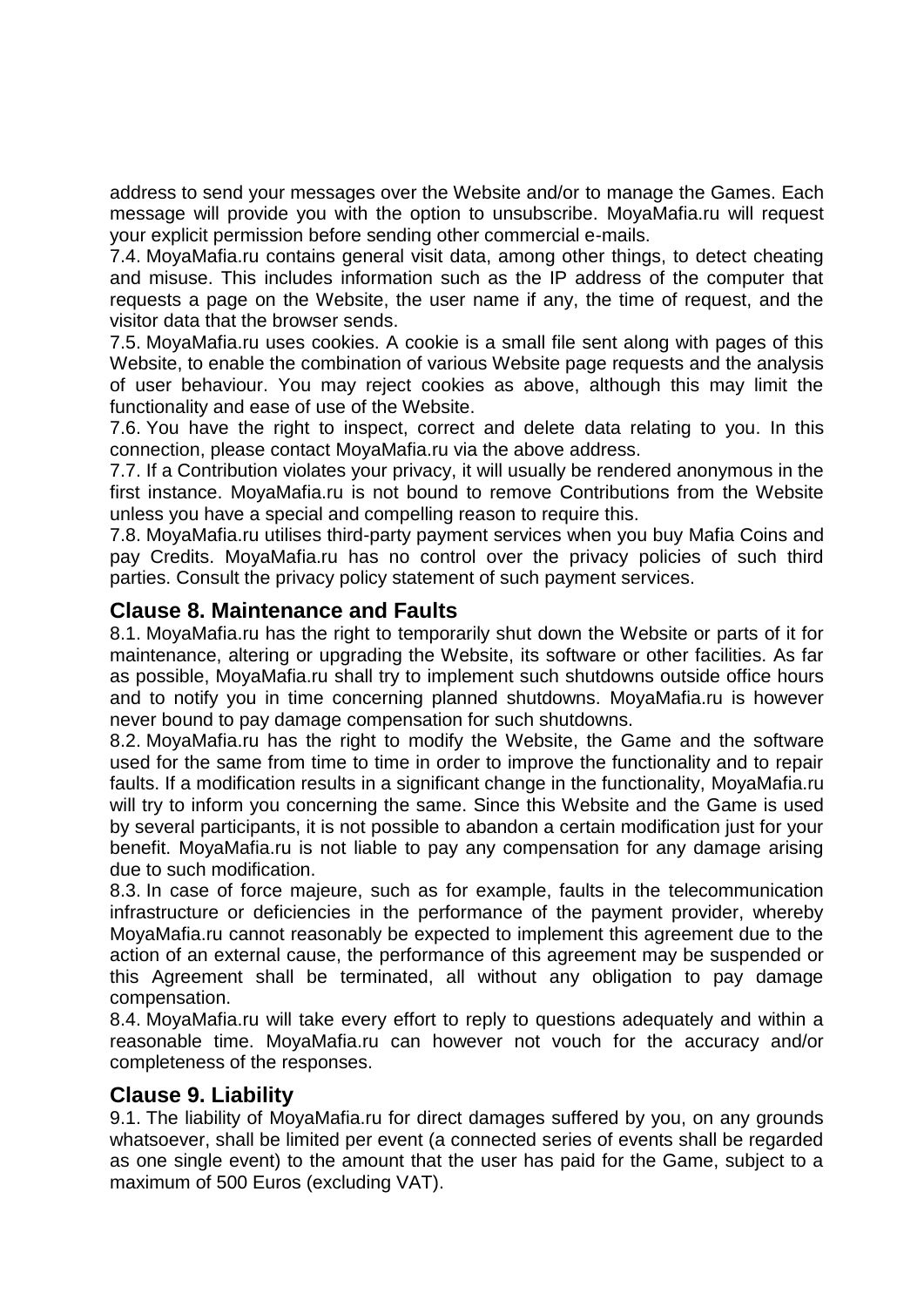address to send your messages over the Website and/or to manage the Games. Each message will provide you with the option to unsubscribe. MoyaMafia.ru will request your explicit permission before sending other commercial e-mails.

7.4. MoyaMafia.ru contains general visit data, among other things, to detect cheating and misuse. This includes information such as the IP address of the computer that requests a page on the Website, the user name if any, the time of request, and the visitor data that the browser sends.

7.5. MoyaMafia.ru uses cookies. A cookie is a small file sent along with pages of this Website, to enable the combination of various Website page requests and the analysis of user behaviour. You may reject cookies as above, although this may limit the functionality and ease of use of the Website.

7.6. You have the right to inspect, correct and delete data relating to you. In this connection, please contact MoyaMafia.ru via the above address.

7.7. If a Contribution violates your privacy, it will usually be rendered anonymous in the first instance. MoyaMafia.ru is not bound to remove Contributions from the Website unless you have a special and compelling reason to require this.

7.8. MoyaMafia.ru utilises third-party payment services when you buy Mafia Coins and pay Credits. MoyaMafia.ru has no control over the privacy policies of such third parties. Consult the privacy policy statement of such payment services.

## Clause 8. Maintenance and Faults

8.1. MoyaMafia.ru has the right to temporarily shut down the Website or parts of it for maintenance, altering or upgrading the Website, its software or other facilities. As far as possible, MoyaMafia.ru shall try to implement such shutdowns outside office hours and to notify you in time concerning planned shutdowns. MoyaMafia.ru is however never bound to pay damage compensation for such shutdowns.

8.2. MoyaMafia.ru has the right to modify the Website, the Game and the software used for the same from time to time in order to improve the functionality and to repair faults. If a modification results in a significant change in the functionality, MoyaMafia.ru will try to inform you concerning the same. Since this Website and the Game is used by several participants, it is not possible to abandon a certain modification just for your benefit. MoyaMafia.ru is not liable to pay any compensation for any damage arising due to such modification.

8.3. In case of force majeure, such as for example, faults in the telecommunication infrastructure or deficiencies in the performance of the payment provider, whereby MoyaMafia.ru cannot reasonably be expected to implement this agreement due to the action of an external cause, the performance of this agreement may be suspended or this Agreement shall be terminated, all without any obligation to pay damage compensation.

8.4. MoyaMafia.ru will take every effort to reply to questions adequately and within a reasonable time. MoyaMafia.ru can however not vouch for the accuracy and/or completeness of the responses.

## Clause 9. Liability

9.1. The liability of MoyaMafia.ru for direct damages suffered by you, on any grounds whatsoever, shall be limited per event (a connected series of events shall be regarded as one single event) to the amount that the user has paid for the Game, subject to a maximum of 500 Euros (excluding VAT).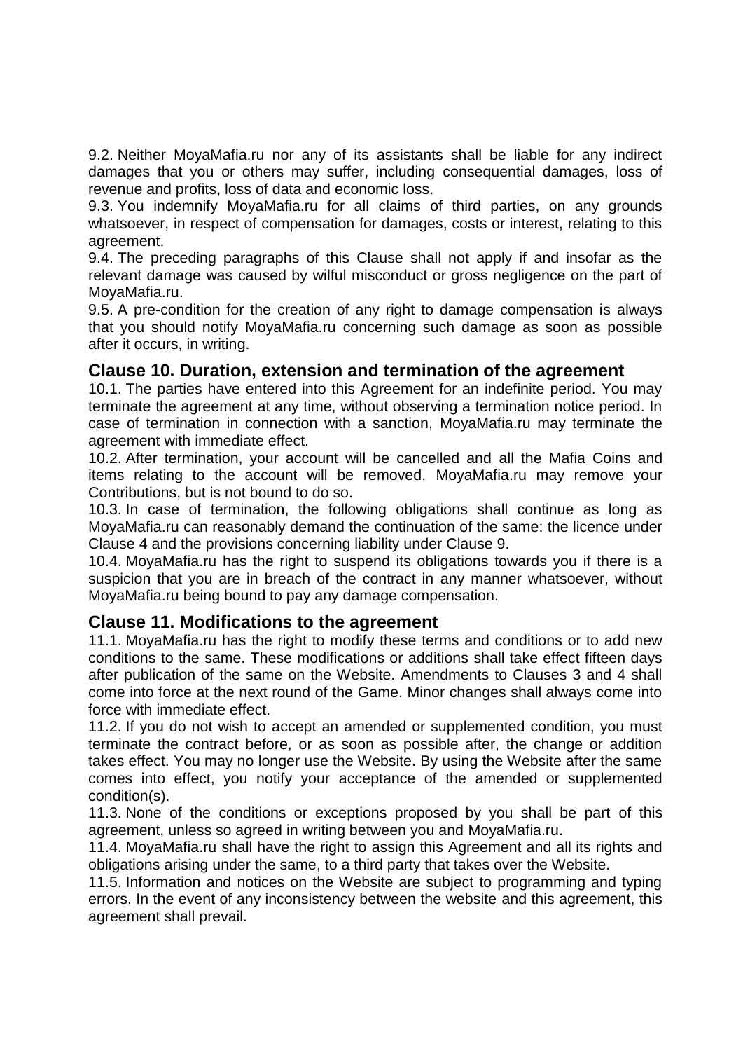9.2. Neither MoyaMafia.ru nor any of its assistants shall be liable for any indirect damages that you or others may suffer, including consequential damages, loss of revenue and profits, loss of data and economic loss.

9.3. You indemnify MoyaMafia.ru for all claims of third parties, on any grounds whatsoever, in respect of compensation for damages, costs or interest, relating to this agreement.

9.4. The preceding paragraphs of this Clause shall not apply if and insofar as the relevant damage was caused by wilful misconduct or gross negligence on the part of MoyaMafia.ru.

9.5. A pre-condition for the creation of any right to damage compensation is always that you should notify MoyaMafia.ru concerning such damage as soon as possible after it occurs, in writing.

## Clause 10. Duration, extension and termination of the agreement

10.1. The parties have entered into this Agreement for an indefinite period. You may terminate the agreement at any time, without observing a termination notice period. In case of termination in connection with a sanction, MoyaMafia.ru may terminate the agreement with immediate effect.

10.2. After termination, your account will be cancelled and all the Mafia Coins and items relating to the account will be removed. MoyaMafia.ru may remove your Contributions, but is not bound to do so.

10.3. In case of termination, the following obligations shall continue as long as MoyaMafia.ru can reasonably demand the continuation of the same: the licence under Clause 4 and the provisions concerning liability under Clause 9.

10.4. MoyaMafia.ru has the right to suspend its obligations towards you if there is a suspicion that you are in breach of the contract in any manner whatsoever, without MoyaMafia.ru being bound to pay any damage compensation.

## Clause 11. Modifications to the agreement

11.1. MoyaMafia.ru has the right to modify these terms and conditions or to add new conditions to the same. These modifications or additions shall take effect fifteen days after publication of the same on the Website. Amendments to Clauses 3 and 4 shall come into force at the next round of the Game. Minor changes shall always come into force with immediate effect.

11.2. If you do not wish to accept an amended or supplemented condition, you must terminate the contract before, or as soon as possible after, the change or addition takes effect. You may no longer use the Website. By using the Website after the same comes into effect, you notify your acceptance of the amended or supplemented condition(s).

11.3. None of the conditions or exceptions proposed by you shall be part of this agreement, unless so agreed in writing between you and MoyaMafia.ru.

11.4. MoyaMafia.ru shall have the right to assign this Agreement and all its rights and obligations arising under the same, to a third party that takes over the Website.

11.5. Information and notices on the Website are subject to programming and typing errors. In the event of any inconsistency between the website and this agreement, this agreement shall prevail.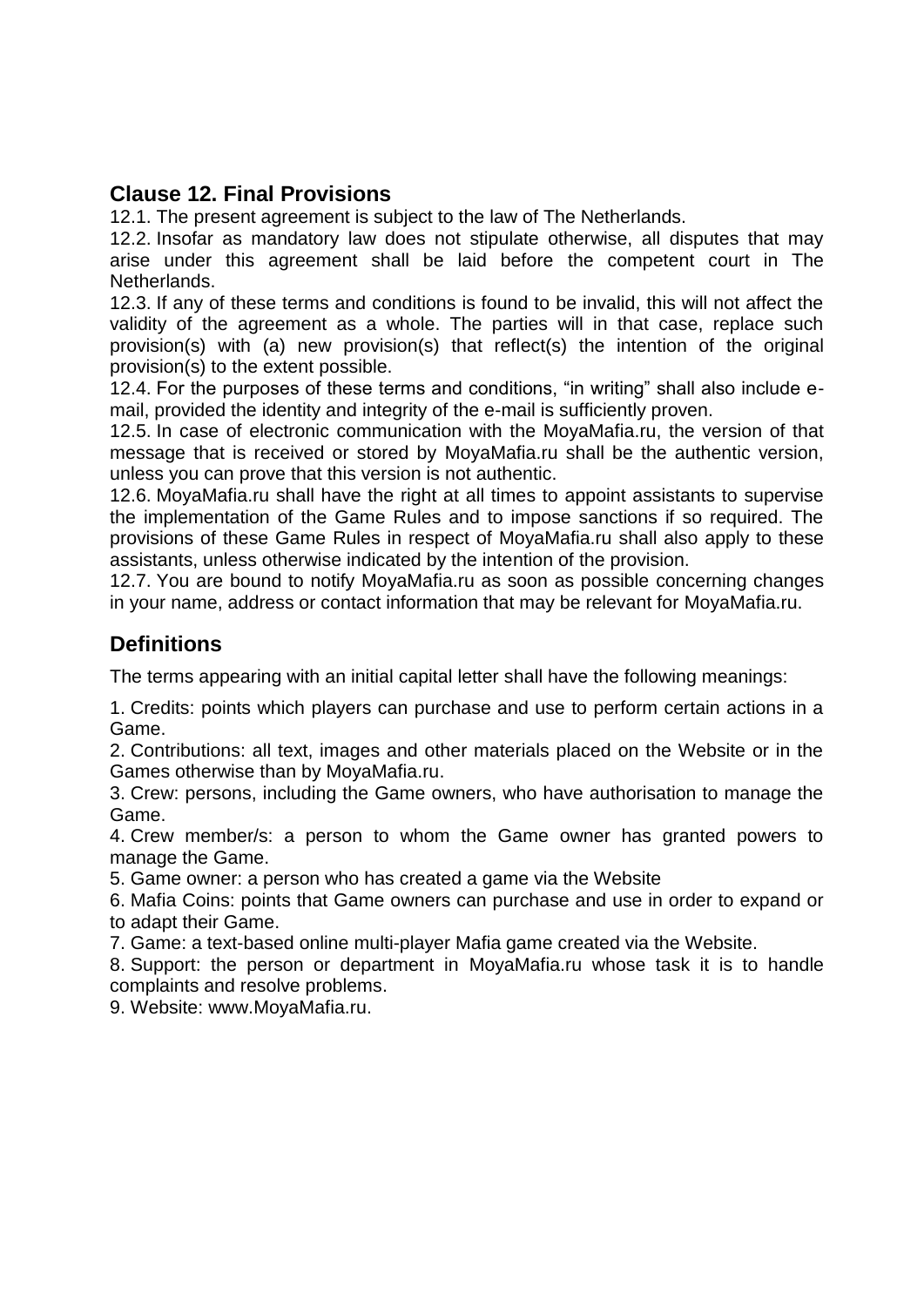## Clause 12. Final Provisions

12.1. The present agreement is subject to the law of The Netherlands.

12.2. Insofar as mandatory law does not stipulate otherwise, all disputes that may arise under this agreement shall be laid before the competent court in The Netherlands.

12.3. If any of these terms and conditions is found to be invalid, this will not affect the validity of the agreement as a whole. The parties will in that case, replace such provision(s) with (a) new provision(s) that reflect(s) the intention of the original provision(s) to the extent possible.

12.4. For the purposes of these terms and conditions, “in writing” shall also include e-mail, provided the identity and integrity of the e-mail is sufficiently proven.

12.5. In case of electronic communication with the MoyaMafia.ru, the version of that message that is received or stored by MoyaMafia.ru shall be the authentic version, unless you can prove that this version is not authentic.

12.6. MoyaMafia.ru shall have the right at all times to appoint assistants to supervise the implementation of the Game Rules and to impose sanctions if so required. The provisions of these Game Rules in respect of MoyaMafia.ru shall also apply to these assistants, unless otherwise indicated by the intention of the provision.

12.7. You are bound to notify MoyaMafia.ru as soon as possible concerning changes in your name, address or contact information that may be relevant for MoyaMafia.ru.

## Definitions

The terms appearing with an initial capital letter shall have the following meanings:

1. Credits: points which players can purchase and use to perform certain actions in a Game.
2. Contributions: all text, images and other materials placed on the Website or in the Games otherwise than by MoyaMafia.ru.
3. Crew: persons, including the Game owners, who have authorisation to manage the Game.
4. Crew member/s: a person to whom the Game owner has granted powers to manage the Game.
5. Game owner: a person who has created a game via the Website
6. Mafia Coins: points that Game owners can purchase and use in order to expand or to adapt their Game.
7. Game: a text-based online multi-player Mafia game created via the Website.
8. Support: the person or department in MoyaMafia.ru whose task it is to handle complaints and resolve problems.
9. Website: www.MoyaMafia.ru.